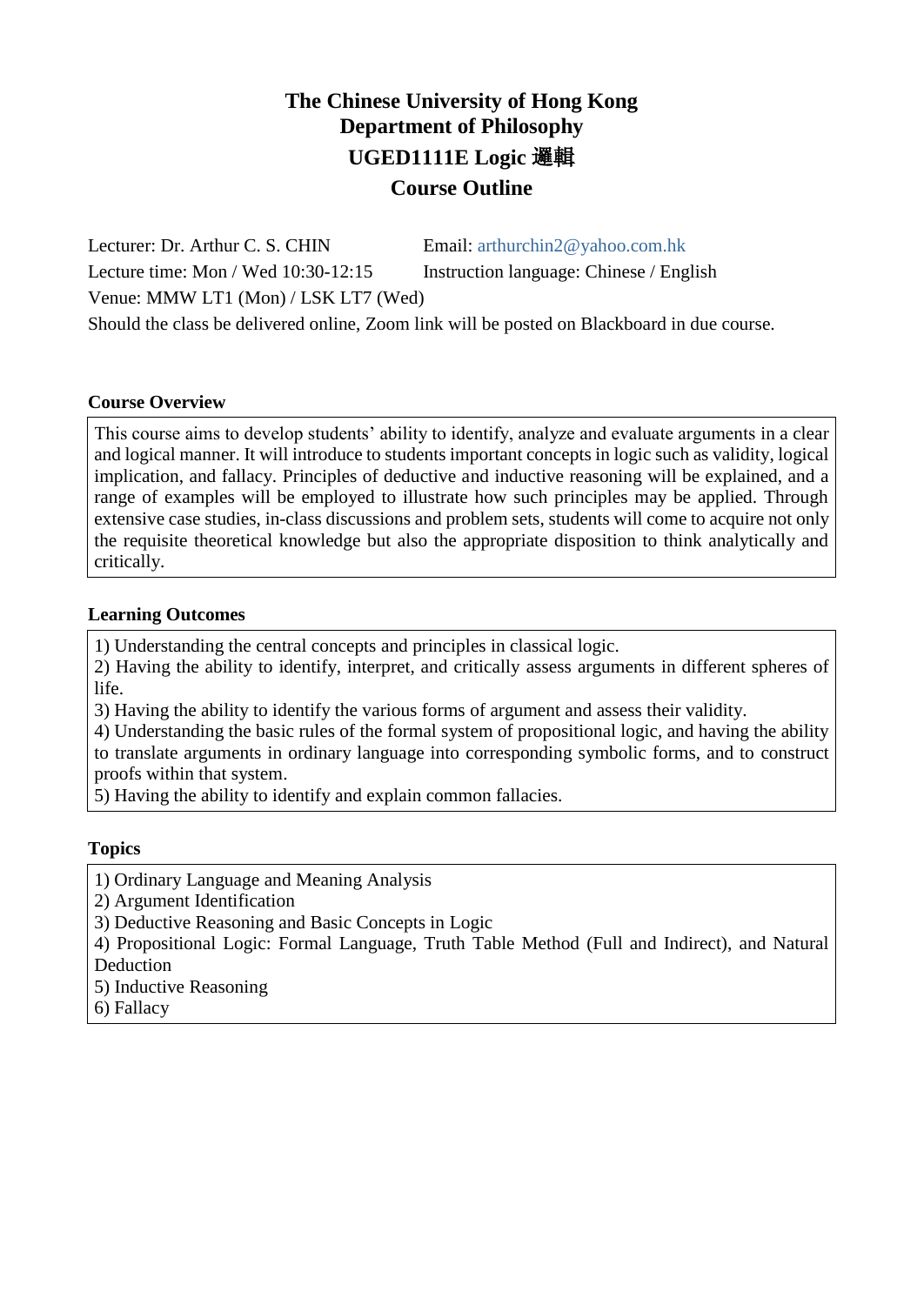# The Chinese University of Hong Kong
## Department of Philosophy
## UGED1111E Logic 邏輯
## Course Outline

Lecturer: Dr. Arthur C. S. CHIN — Email: arthurchin2@yahoo.com.hk

Lecture time: Mon / Wed 10:30-12:15 — Instruction language: Chinese / English

Venue: MMW LT1 (Mon) / LSK LT7 (Wed)

Should the class be delivered online, Zoom link will be posted on Blackboard in due course.

### Course Overview

This course aims to develop students' ability to identify, analyze and evaluate arguments in a clear and logical manner. It will introduce to students important concepts in logic such as validity, logical implication, and fallacy. Principles of deductive and inductive reasoning will be explained, and a range of examples will be employed to illustrate how such principles may be applied. Through extensive case studies, in-class discussions and problem sets, students will come to acquire not only the requisite theoretical knowledge but also the appropriate disposition to think analytically and critically.

### Learning Outcomes

1) Understanding the central concepts and principles in classical logic.
2) Having the ability to identify, interpret, and critically assess arguments in different spheres of life.
3) Having the ability to identify the various forms of argument and assess their validity.
4) Understanding the basic rules of the formal system of propositional logic, and having the ability to translate arguments in ordinary language into corresponding symbolic forms, and to construct proofs within that system.
5) Having the ability to identify and explain common fallacies.

### Topics

1) Ordinary Language and Meaning Analysis
2) Argument Identification
3) Deductive Reasoning and Basic Concepts in Logic
4) Propositional Logic: Formal Language, Truth Table Method (Full and Indirect), and Natural Deduction
5) Inductive Reasoning
6) Fallacy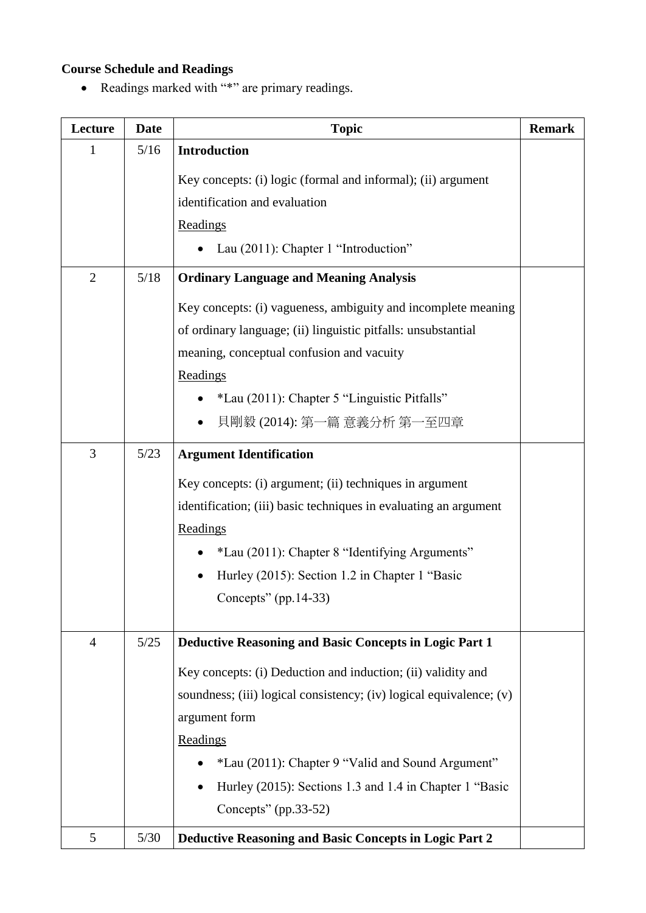**Course Schedule and Readings**

- Readings marked with "*" are primary readings.

| Lecture | Date | Topic | Remark |
|---|---|---|---|
| 1 | 5/16 | **Introduction**<br><br>Key concepts: (i) logic (formal and informal); (ii) argument identification and evaluation<br><br>Readings<br>• Lau (2011): Chapter 1 "Introduction" | |
| 2 | 5/18 | **Ordinary Language and Meaning Analysis**<br><br>Key concepts: (i) vagueness, ambiguity and incomplete meaning of ordinary language; (ii) linguistic pitfalls: unsubstantial meaning, conceptual confusion and vacuity<br><br>Readings<br>• *Lau (2011): Chapter 5 "Linguistic Pitfalls"<br>• 貝剛毅 (2014): 第一篇 意義分析 第一至四章 | |
| 3 | 5/23 | **Argument Identification**<br><br>Key concepts: (i) argument; (ii) techniques in argument identification; (iii) basic techniques in evaluating an argument<br><br>Readings<br>• *Lau (2011): Chapter 8 "Identifying Arguments"<br>• Hurley (2015): Section 1.2 in Chapter 1 "Basic Concepts" (pp.14-33) | |
| 4 | 5/25 | **Deductive Reasoning and Basic Concepts in Logic Part 1**<br><br>Key concepts: (i) Deduction and induction; (ii) validity and soundness; (iii) logical consistency; (iv) logical equivalence; (v) argument form<br><br>Readings<br>• *Lau (2011): Chapter 9 "Valid and Sound Argument"<br>• Hurley (2015): Sections 1.3 and 1.4 in Chapter 1 "Basic Concepts" (pp.33-52) | |
| 5 | 5/30 | **Deductive Reasoning and Basic Concepts in Logic Part 2** | |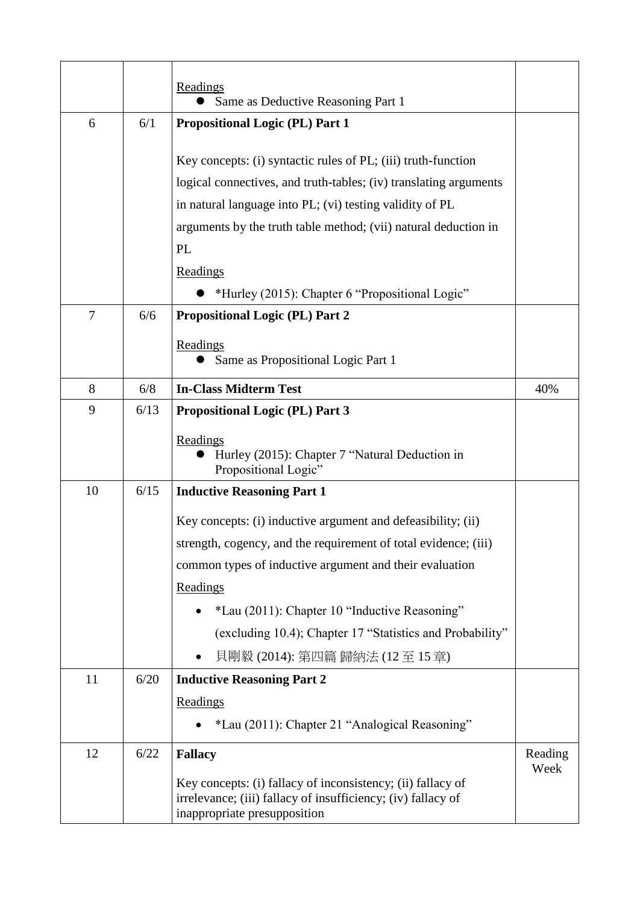| | | | |
|---|---|---|---|
| | | Readings<br>● Same as Deductive Reasoning Part 1 | |
| 6 | 6/1 | **Propositional Logic (PL) Part 1**<br><br>Key concepts: (i) syntactic rules of PL; (iii) truth-function logical connectives, and truth-tables; (iv) translating arguments in natural language into PL; (vi) testing validity of PL arguments by the truth table method; (vii) natural deduction in PL<br>Readings<br>● *Hurley (2015): Chapter 6 "Propositional Logic" | |
| 7 | 6/6 | **Propositional Logic (PL) Part 2**<br><br>Readings<br>● Same as Propositional Logic Part 1 | |
| 8 | 6/8 | **In-Class Midterm Test** | 40% |
| 9 | 6/13 | **Propositional Logic (PL) Part 3**<br><br>Readings<br>● Hurley (2015): Chapter 7 "Natural Deduction in Propositional Logic" | |
| 10 | 6/15 | **Inductive Reasoning Part 1**<br><br>Key concepts: (i) inductive argument and defeasibility; (ii) strength, cogency, and the requirement of total evidence; (iii) common types of inductive argument and their evaluation<br>Readings<br>• *Lau (2011): Chapter 10 "Inductive Reasoning" (excluding 10.4); Chapter 17 "Statistics and Probability"<br>• 貝剛毅 (2014): 第四篇 歸納法 (12 至 15 章) | |
| 11 | 6/20 | **Inductive Reasoning Part 2**<br>Readings<br>• *Lau (2011): Chapter 21 "Analogical Reasoning" | |
| 12 | 6/22 | **Fallacy**<br><br>Key concepts: (i) fallacy of inconsistency; (ii) fallacy of irrelevance; (iii) fallacy of insufficiency; (iv) fallacy of inappropriate presupposition | Reading Week |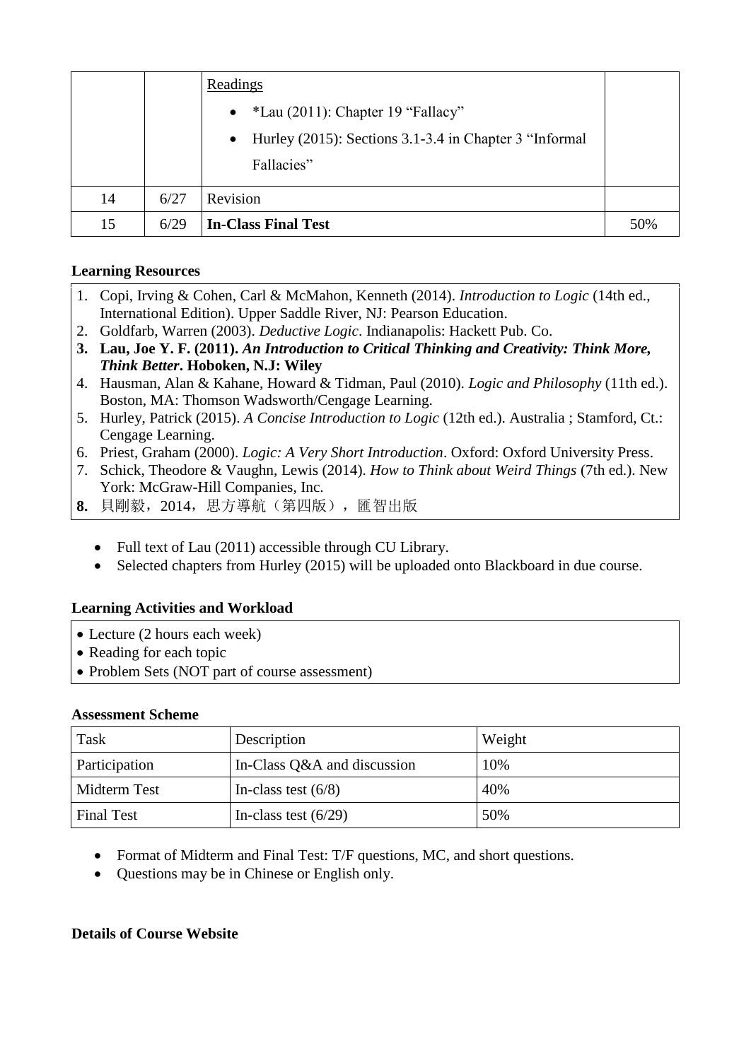| | | Readings<br>• *Lau (2011): Chapter 19 “Fallacy”<br>• Hurley (2015): Sections 3.1-3.4 in Chapter 3 “Informal Fallacies” | |
|---|---|---|---|
| 14 | 6/27 | Revision | |
| 15 | 6/29 | **In-Class Final Test** | 50% |

**Learning Resources**

1. Copi, Irving & Cohen, Carl & McMahon, Kenneth (2014). *Introduction to Logic* (14th ed., International Edition). Upper Saddle River, NJ: Pearson Education.
2. Goldfarb, Warren (2003). *Deductive Logic*. Indianapolis: Hackett Pub. Co.
3. **Lau, Joe Y. F. (2011). *An Introduction to Critical Thinking and Creativity: Think More, Think Better*. Hoboken, N.J: Wiley**
4. Hausman, Alan & Kahane, Howard & Tidman, Paul (2010). *Logic and Philosophy* (11th ed.). Boston, MA: Thomson Wadsworth/Cengage Learning.
5. Hurley, Patrick (2015). *A Concise Introduction to Logic* (12th ed.). Australia ; Stamford, Ct.: Cengage Learning.
6. Priest, Graham (2000). *Logic: A Very Short Introduction*. Oxford: Oxford University Press.
7. Schick, Theodore & Vaughn, Lewis (2014). *How to Think about Weird Things* (7th ed.). New York: McGraw-Hill Companies, Inc.
8. **貝剛毅，2014，思方導航（第四版），匯智出版**

- Full text of Lau (2011) accessible through CU Library.
- Selected chapters from Hurley (2015) will be uploaded onto Blackboard in due course.

**Learning Activities and Workload**

- Lecture (2 hours each week)
- Reading for each topic
- Problem Sets (NOT part of course assessment)

**Assessment Scheme**

| Task | Description | Weight |
|---|---|---|
| Participation | In-Class Q&A and discussion | 10% |
| Midterm Test | In-class test (6/8) | 40% |
| Final Test | In-class test (6/29) | 50% |

- Format of Midterm and Final Test: T/F questions, MC, and short questions.
- Questions may be in Chinese or English only.

**Details of Course Website**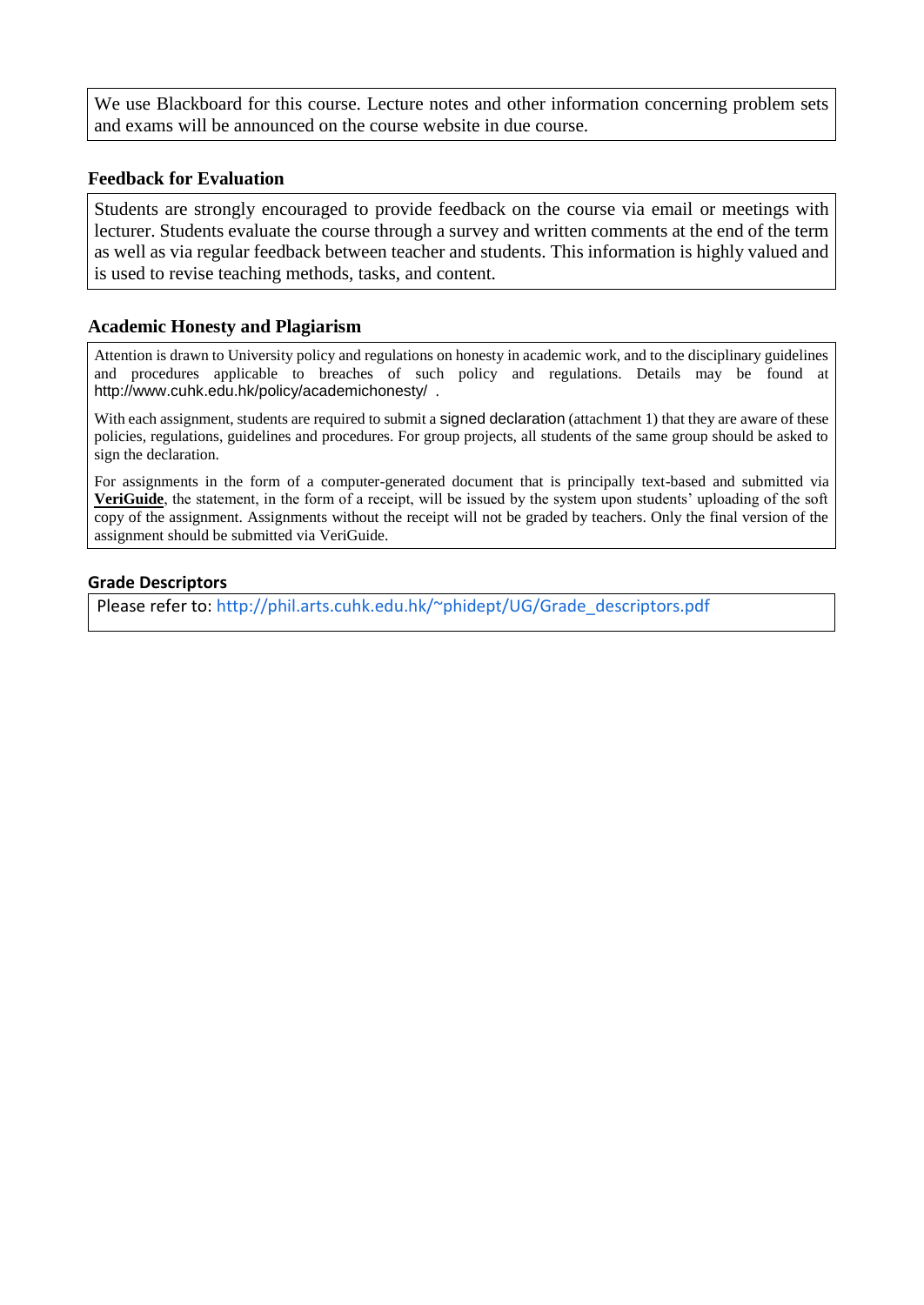We use Blackboard for this course. Lecture notes and other information concerning problem sets and exams will be announced on the course website in due course.

### Feedback for Evaluation

Students are strongly encouraged to provide feedback on the course via email or meetings with lecturer. Students evaluate the course through a survey and written comments at the end of the term as well as via regular feedback between teacher and students. This information is highly valued and is used to revise teaching methods, tasks, and content.

### Academic Honesty and Plagiarism

Attention is drawn to University policy and regulations on honesty in academic work, and to the disciplinary guidelines and procedures applicable to breaches of such policy and regulations. Details may be found at http://www.cuhk.edu.hk/policy/academichonesty/ .

With each assignment, students are required to submit a signed declaration (attachment 1) that they are aware of these policies, regulations, guidelines and procedures. For group projects, all students of the same group should be asked to sign the declaration.

For assignments in the form of a computer-generated document that is principally text-based and submitted via **VeriGuide**, the statement, in the form of a receipt, will be issued by the system upon students' uploading of the soft copy of the assignment. Assignments without the receipt will not be graded by teachers. Only the final version of the assignment should be submitted via VeriGuide.

### Grade Descriptors

Please refer to: http://phil.arts.cuhk.edu.hk/~phidept/UG/Grade_descriptors.pdf